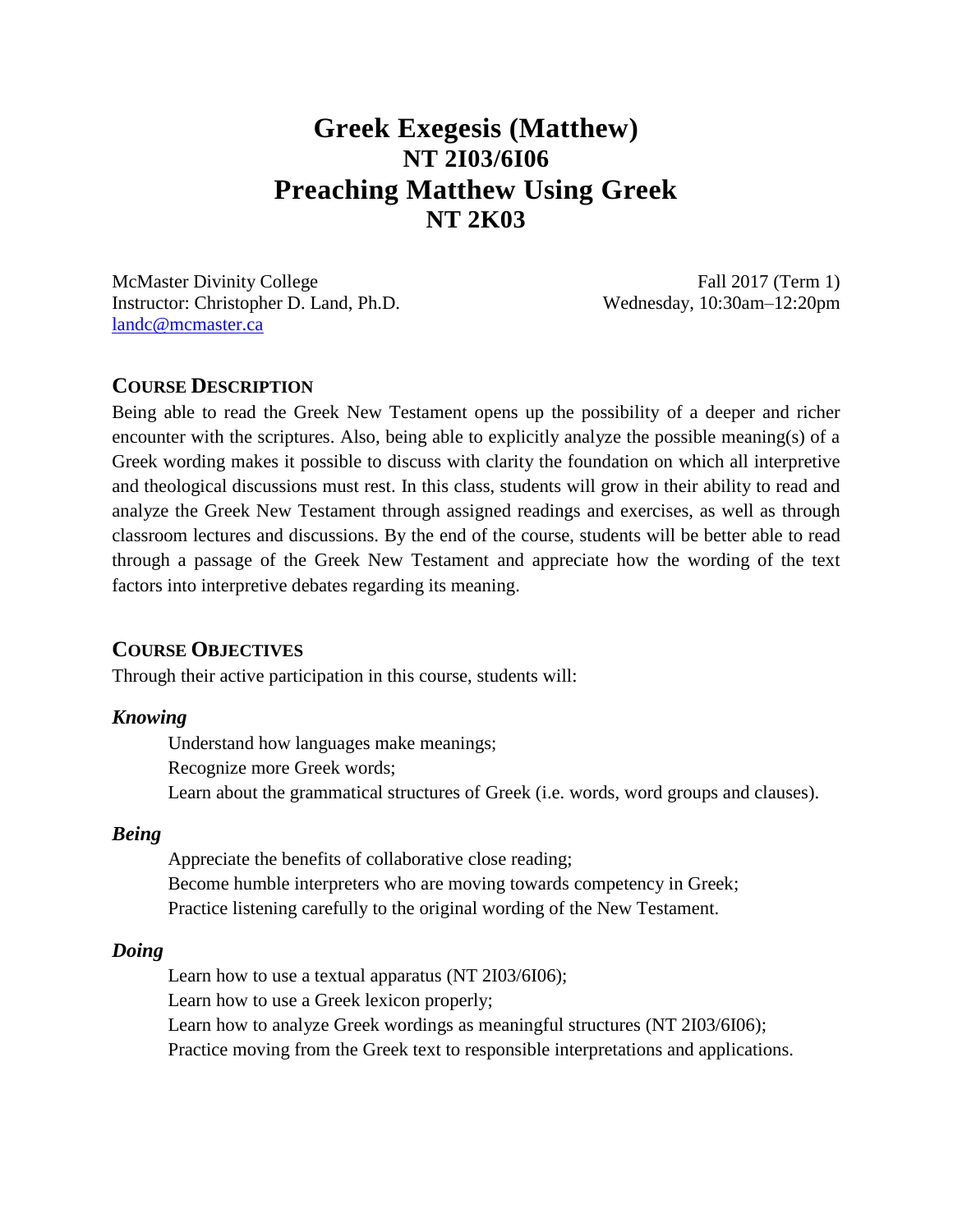# Greek Exegesis (Matthew)
# NT 2I03/6I06
# Preaching Matthew Using Greek
# NT 2K03

McMaster Divinity College
Instructor: Christopher D. Land, Ph.D.
landc@mcmaster.ca

Fall 2017 (Term 1)
Wednesday, 10:30am–12:20pm

## COURSE DESCRIPTION

Being able to read the Greek New Testament opens up the possibility of a deeper and richer encounter with the scriptures. Also, being able to explicitly analyze the possible meaning(s) of a Greek wording makes it possible to discuss with clarity the foundation on which all interpretive and theological discussions must rest. In this class, students will grow in their ability to read and analyze the Greek New Testament through assigned readings and exercises, as well as through classroom lectures and discussions. By the end of the course, students will be better able to read through a passage of the Greek New Testament and appreciate how the wording of the text factors into interpretive debates regarding its meaning.

## COURSE OBJECTIVES

Through their active participation in this course, students will:

### *Knowing*

Understand how languages make meanings;
Recognize more Greek words;
Learn about the grammatical structures of Greek (i.e. words, word groups and clauses).

### *Being*

Appreciate the benefits of collaborative close reading;
Become humble interpreters who are moving towards competency in Greek;
Practice listening carefully to the original wording of the New Testament.

### *Doing*

Learn how to use a textual apparatus (NT 2I03/6I06);
Learn how to use a Greek lexicon properly;
Learn how to analyze Greek wordings as meaningful structures (NT 2I03/6I06);
Practice moving from the Greek text to responsible interpretations and applications.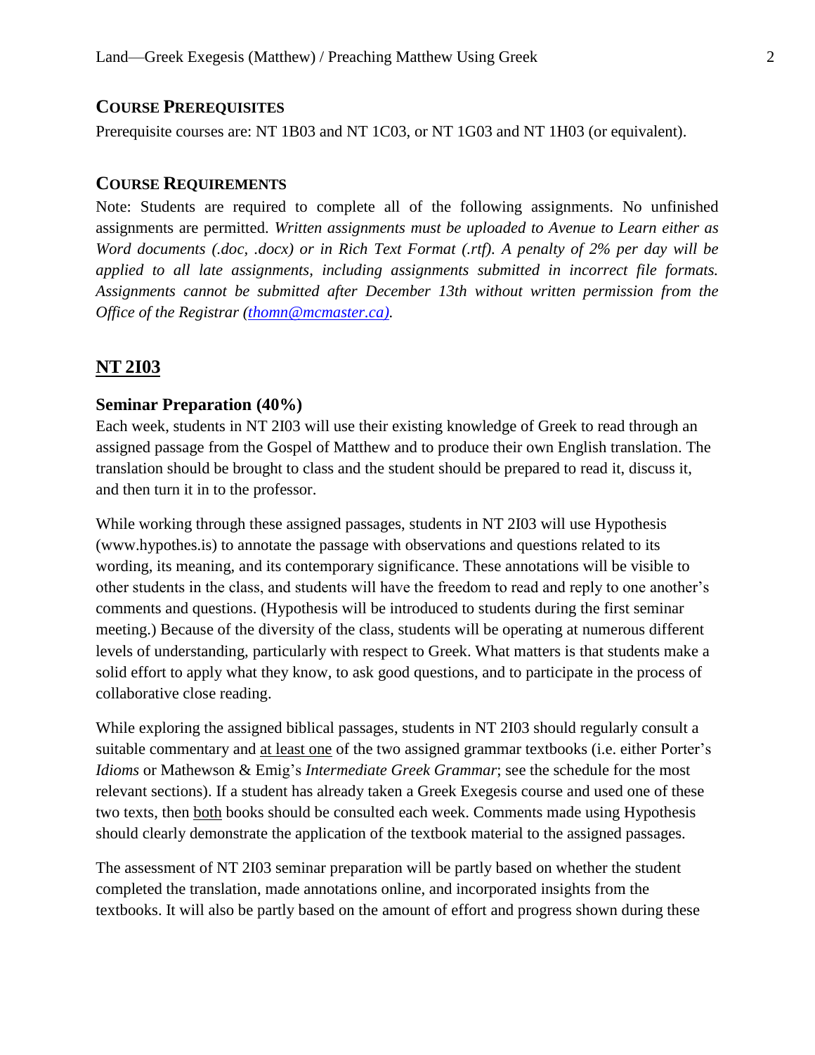## Course Prerequisites

Prerequisite courses are: NT 1B03 and NT 1C03, or NT 1G03 and NT 1H03 (or equivalent).

## Course Requirements

Note: Students are required to complete all of the following assignments. No unfinished assignments are permitted. *Written assignments must be uploaded to Avenue to Learn either as Word documents (.doc, .docx) or in Rich Text Format (.rtf). A penalty of 2% per day will be applied to all late assignments, including assignments submitted in incorrect file formats. Assignments cannot be submitted after December 13th without written permission from the Office of the Registrar (thomn@mcmaster.ca).*

## NT 2I03

### Seminar Preparation (40%)

Each week, students in NT 2I03 will use their existing knowledge of Greek to read through an assigned passage from the Gospel of Matthew and to produce their own English translation. The translation should be brought to class and the student should be prepared to read it, discuss it, and then turn it in to the professor.

While working through these assigned passages, students in NT 2I03 will use Hypothesis (www.hypothes.is) to annotate the passage with observations and questions related to its wording, its meaning, and its contemporary significance. These annotations will be visible to other students in the class, and students will have the freedom to read and reply to one another's comments and questions. (Hypothesis will be introduced to students during the first seminar meeting.) Because of the diversity of the class, students will be operating at numerous different levels of understanding, particularly with respect to Greek. What matters is that students make a solid effort to apply what they know, to ask good questions, and to participate in the process of collaborative close reading.

While exploring the assigned biblical passages, students in NT 2I03 should regularly consult a suitable commentary and at least one of the two assigned grammar textbooks (i.e. either Porter's *Idioms* or Mathewson & Emig's *Intermediate Greek Grammar*; see the schedule for the most relevant sections). If a student has already taken a Greek Exegesis course and used one of these two texts, then both books should be consulted each week. Comments made using Hypothesis should clearly demonstrate the application of the textbook material to the assigned passages.

The assessment of NT 2I03 seminar preparation will be partly based on whether the student completed the translation, made annotations online, and incorporated insights from the textbooks. It will also be partly based on the amount of effort and progress shown during these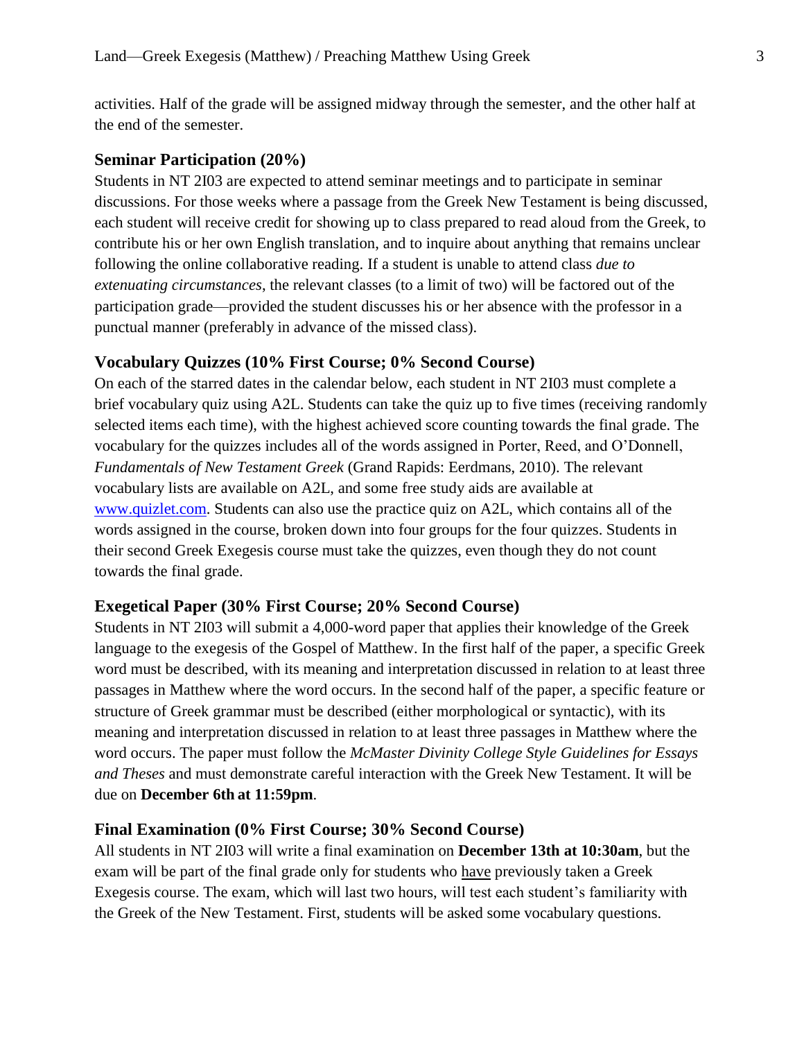activities. Half of the grade will be assigned midway through the semester, and the other half at the end of the semester.

### Seminar Participation (20%)

Students in NT 2I03 are expected to attend seminar meetings and to participate in seminar discussions. For those weeks where a passage from the Greek New Testament is being discussed, each student will receive credit for showing up to class prepared to read aloud from the Greek, to contribute his or her own English translation, and to inquire about anything that remains unclear following the online collaborative reading. If a student is unable to attend class *due to extenuating circumstances*, the relevant classes (to a limit of two) will be factored out of the participation grade—provided the student discusses his or her absence with the professor in a punctual manner (preferably in advance of the missed class).

### Vocabulary Quizzes (10% First Course; 0% Second Course)

On each of the starred dates in the calendar below, each student in NT 2I03 must complete a brief vocabulary quiz using A2L. Students can take the quiz up to five times (receiving randomly selected items each time), with the highest achieved score counting towards the final grade. The vocabulary for the quizzes includes all of the words assigned in Porter, Reed, and O'Donnell, *Fundamentals of New Testament Greek* (Grand Rapids: Eerdmans, 2010). The relevant vocabulary lists are available on A2L, and some free study aids are available at [www.quizlet.com](www.quizlet.com). Students can also use the practice quiz on A2L, which contains all of the words assigned in the course, broken down into four groups for the four quizzes. Students in their second Greek Exegesis course must take the quizzes, even though they do not count towards the final grade.

### Exegetical Paper (30% First Course; 20% Second Course)

Students in NT 2I03 will submit a 4,000-word paper that applies their knowledge of the Greek language to the exegesis of the Gospel of Matthew. In the first half of the paper, a specific Greek word must be described, with its meaning and interpretation discussed in relation to at least three passages in Matthew where the word occurs. In the second half of the paper, a specific feature or structure of Greek grammar must be described (either morphological or syntactic), with its meaning and interpretation discussed in relation to at least three passages in Matthew where the word occurs. The paper must follow the *McMaster Divinity College Style Guidelines for Essays and Theses* and must demonstrate careful interaction with the Greek New Testament. It will be due on **December 6th at 11:59pm**.

### Final Examination (0% First Course; 30% Second Course)

All students in NT 2I03 will write a final examination on **December 13th at 10:30am**, but the exam will be part of the final grade only for students who <u>have</u> previously taken a Greek Exegesis course. The exam, which will last two hours, will test each student's familiarity with the Greek of the New Testament. First, students will be asked some vocabulary questions.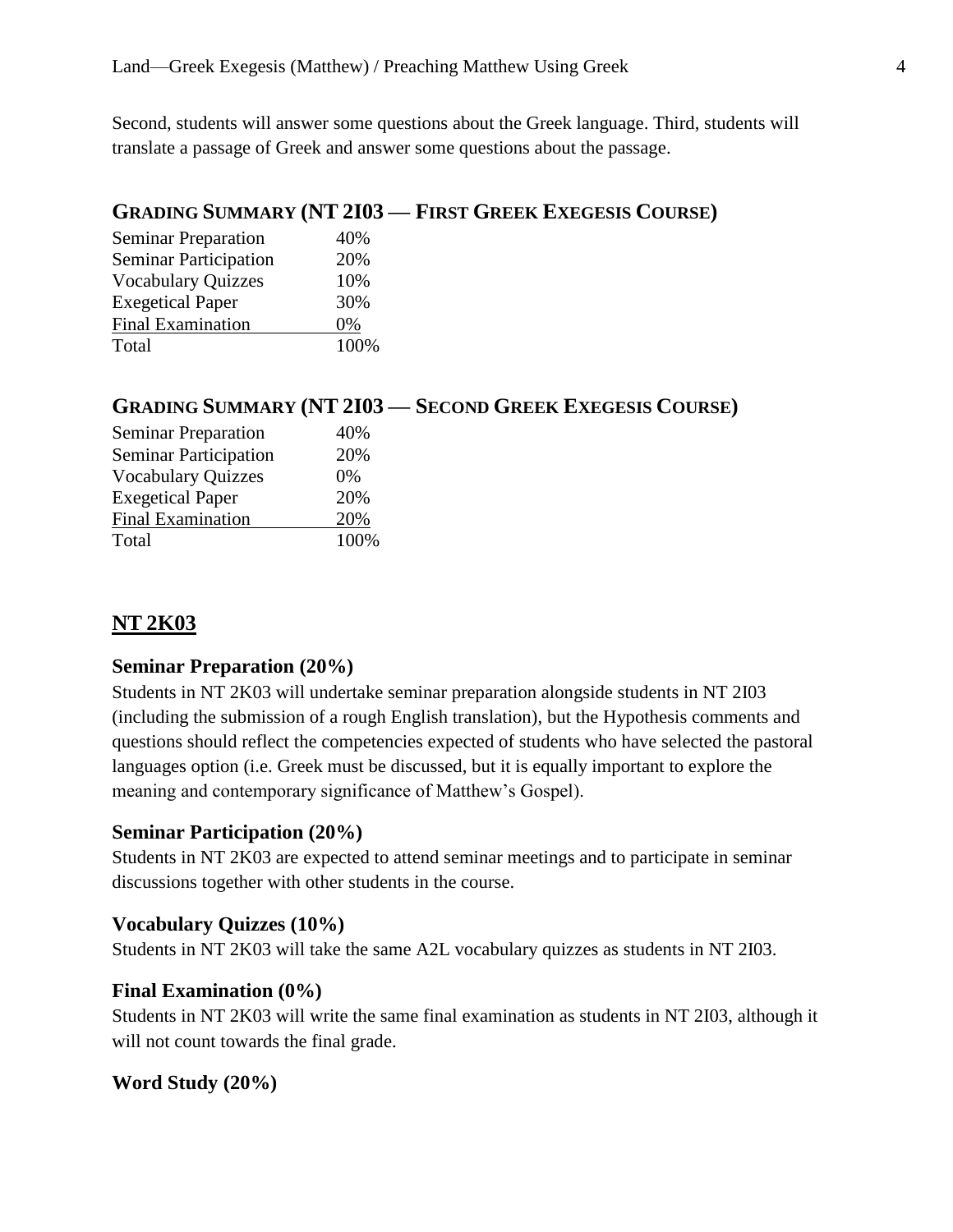Second, students will answer some questions about the Greek language. Third, students will translate a passage of Greek and answer some questions about the passage.

### GRADING SUMMARY (NT 2I03 — FIRST GREEK EXEGESIS COURSE)

| Component | Weight |
| --- | --- |
| Seminar Preparation | 40% |
| Seminar Participation | 20% |
| Vocabulary Quizzes | 10% |
| Exegetical Paper | 30% |
| Final Examination | 0% |
| Total | 100% |

### GRADING SUMMARY (NT 2I03 — SECOND GREEK EXEGESIS COURSE)

| Component | Weight |
| --- | --- |
| Seminar Preparation | 40% |
| Seminar Participation | 20% |
| Vocabulary Quizzes | 0% |
| Exegetical Paper | 20% |
| Final Examination | 20% |
| Total | 100% |

## NT 2K03

### Seminar Preparation (20%)

Students in NT 2K03 will undertake seminar preparation alongside students in NT 2I03 (including the submission of a rough English translation), but the Hypothesis comments and questions should reflect the competencies expected of students who have selected the pastoral languages option (i.e. Greek must be discussed, but it is equally important to explore the meaning and contemporary significance of Matthew's Gospel).

### Seminar Participation (20%)

Students in NT 2K03 are expected to attend seminar meetings and to participate in seminar discussions together with other students in the course.

### Vocabulary Quizzes (10%)

Students in NT 2K03 will take the same A2L vocabulary quizzes as students in NT 2I03.

### Final Examination (0%)

Students in NT 2K03 will write the same final examination as students in NT 2I03, although it will not count towards the final grade.

### Word Study (20%)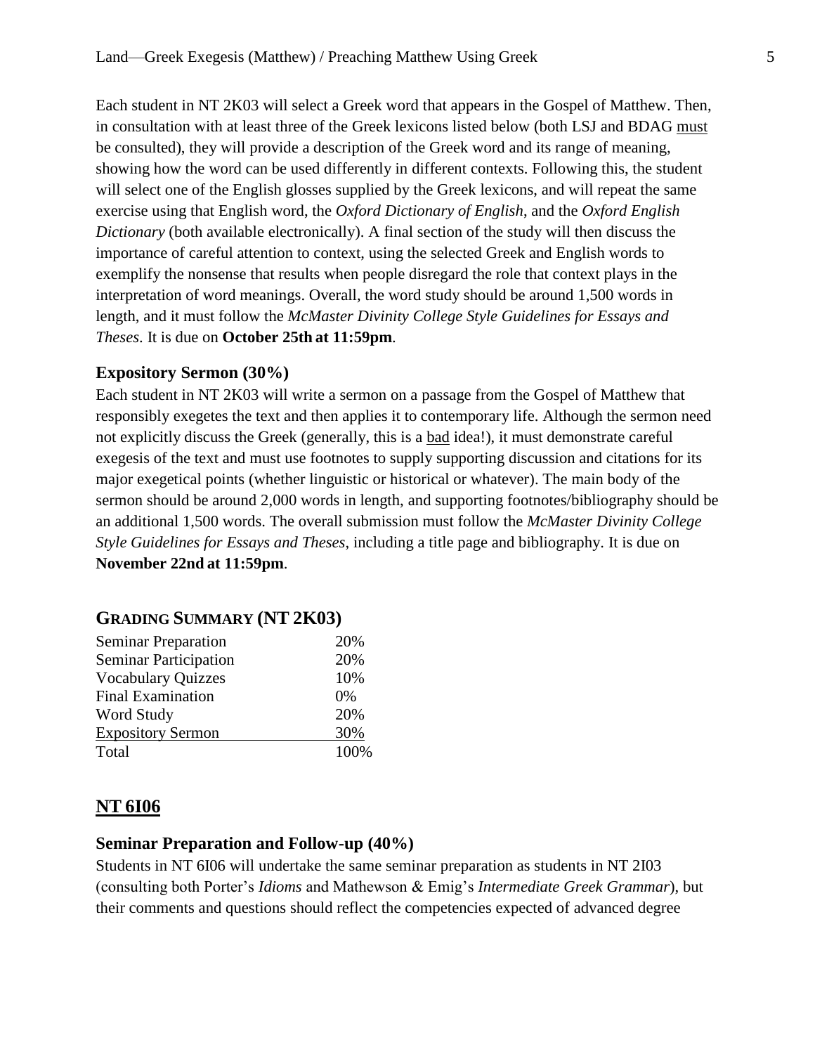Each student in NT 2K03 will select a Greek word that appears in the Gospel of Matthew. Then, in consultation with at least three of the Greek lexicons listed below (both LSJ and BDAG must be consulted), they will provide a description of the Greek word and its range of meaning, showing how the word can be used differently in different contexts. Following this, the student will select one of the English glosses supplied by the Greek lexicons, and will repeat the same exercise using that English word, the *Oxford Dictionary of English*, and the *Oxford English Dictionary* (both available electronically). A final section of the study will then discuss the importance of careful attention to context, using the selected Greek and English words to exemplify the nonsense that results when people disregard the role that context plays in the interpretation of word meanings. Overall, the word study should be around 1,500 words in length, and it must follow the *McMaster Divinity College Style Guidelines for Essays and Theses*. It is due on **October 25th at 11:59pm**.

### Expository Sermon (30%)

Each student in NT 2K03 will write a sermon on a passage from the Gospel of Matthew that responsibly exegetes the text and then applies it to contemporary life. Although the sermon need not explicitly discuss the Greek (generally, this is a bad idea!), it must demonstrate careful exegesis of the text and must use footnotes to supply supporting discussion and citations for its major exegetical points (whether linguistic or historical or whatever). The main body of the sermon should be around 2,000 words in length, and supporting footnotes/bibliography should be an additional 1,500 words. The overall submission must follow the *McMaster Divinity College Style Guidelines for Essays and Theses*, including a title page and bibliography. It is due on **November 22nd at 11:59pm**.

## GRADING SUMMARY (NT 2K03)

| | |
|---|---|
| Seminar Preparation | 20% |
| Seminar Participation | 20% |
| Vocabulary Quizzes | 10% |
| Final Examination | 0% |
| Word Study | 20% |
| Expository Sermon | 30% |
| Total | 100% |

## NT 6I06

### Seminar Preparation and Follow-up (40%)

Students in NT 6I06 will undertake the same seminar preparation as students in NT 2I03 (consulting both Porter's *Idioms* and Mathewson & Emig's *Intermediate Greek Grammar*), but their comments and questions should reflect the competencies expected of advanced degree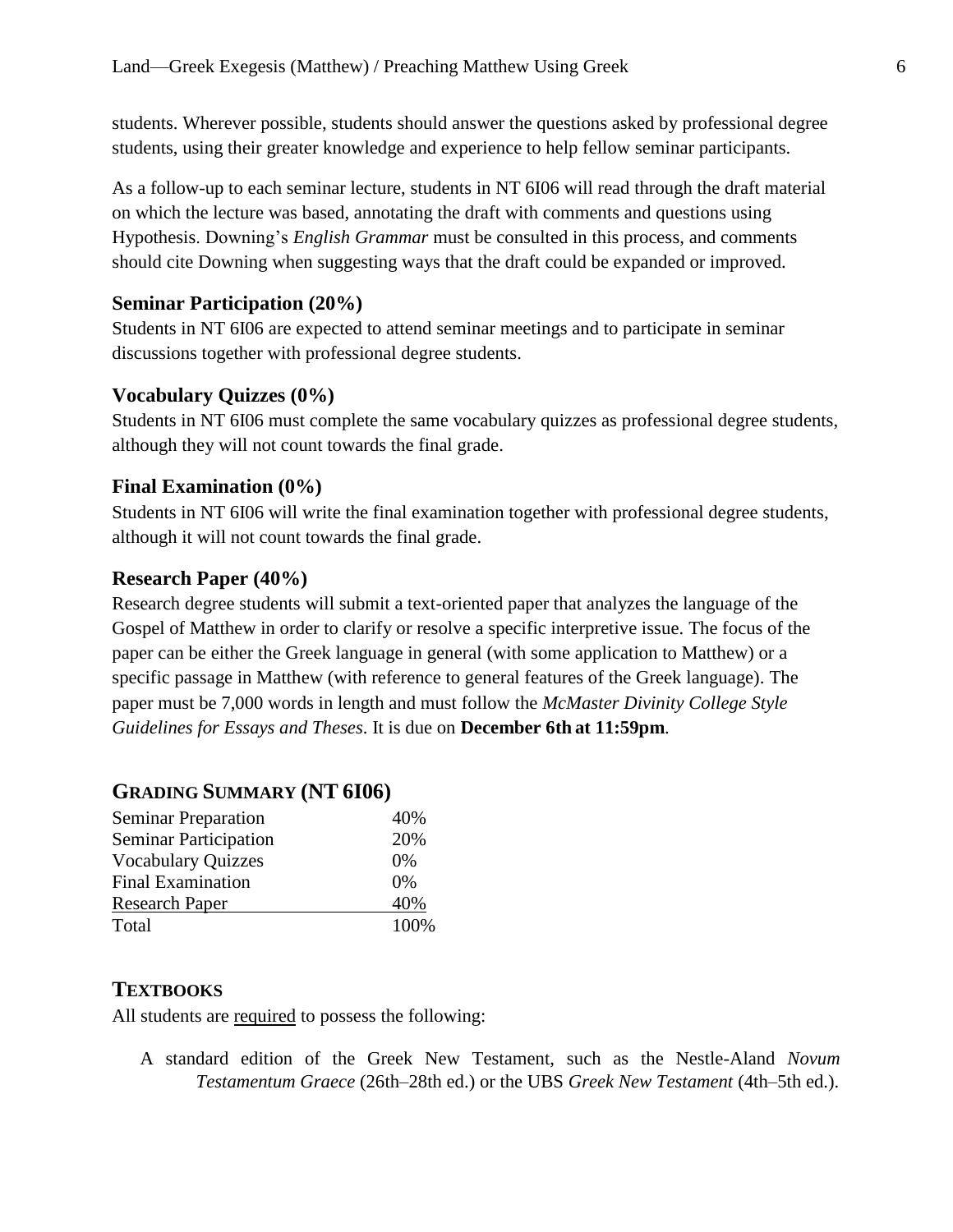students. Wherever possible, students should answer the questions asked by professional degree students, using their greater knowledge and experience to help fellow seminar participants.

As a follow-up to each seminar lecture, students in NT 6I06 will read through the draft material on which the lecture was based, annotating the draft with comments and questions using Hypothesis. Downing's *English Grammar* must be consulted in this process, and comments should cite Downing when suggesting ways that the draft could be expanded or improved.

### Seminar Participation (20%)

Students in NT 6I06 are expected to attend seminar meetings and to participate in seminar discussions together with professional degree students.

### Vocabulary Quizzes (0%)

Students in NT 6I06 must complete the same vocabulary quizzes as professional degree students, although they will not count towards the final grade.

### Final Examination (0%)

Students in NT 6I06 will write the final examination together with professional degree students, although it will not count towards the final grade.

### Research Paper (40%)

Research degree students will submit a text-oriented paper that analyzes the language of the Gospel of Matthew in order to clarify or resolve a specific interpretive issue. The focus of the paper can be either the Greek language in general (with some application to Matthew) or a specific passage in Matthew (with reference to general features of the Greek language). The paper must be 7,000 words in length and must follow the *McMaster Divinity College Style Guidelines for Essays and Theses*. It is due on **December 6th at 11:59pm**.

## GRADING SUMMARY (NT 6I06)

| | |
|---|---|
| Seminar Preparation | 40% |
| Seminar Participation | 20% |
| Vocabulary Quizzes | 0% |
| Final Examination | 0% |
| Research Paper | 40% |
| Total | 100% |

## TEXTBOOKS

All students are required to possess the following:

A standard edition of the Greek New Testament, such as the Nestle-Aland *Novum Testamentum Graece* (26th–28th ed.) or the UBS *Greek New Testament* (4th–5th ed.).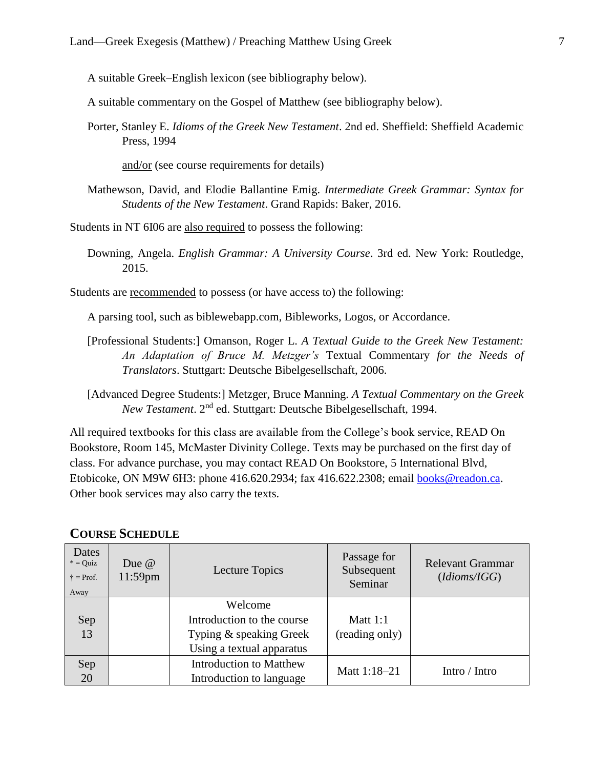A suitable Greek–English lexicon (see bibliography below).

A suitable commentary on the Gospel of Matthew (see bibliography below).

Porter, Stanley E. *Idioms of the Greek New Testament*. 2nd ed. Sheffield: Sheffield Academic Press, 1994

and/or (see course requirements for details)

Mathewson, David, and Elodie Ballantine Emig. *Intermediate Greek Grammar: Syntax for Students of the New Testament*. Grand Rapids: Baker, 2016.

Students in NT 6I06 are also required to possess the following:

Downing, Angela. *English Grammar: A University Course*. 3rd ed. New York: Routledge, 2015.

Students are recommended to possess (or have access to) the following:

A parsing tool, such as biblewebapp.com, Bibleworks, Logos, or Accordance.

[Professional Students:] Omanson, Roger L. *A Textual Guide to the Greek New Testament: An Adaptation of Bruce M. Metzger's* Textual Commentary *for the Needs of Translators*. Stuttgart: Deutsche Bibelgesellschaft, 2006.

[Advanced Degree Students:] Metzger, Bruce Manning. *A Textual Commentary on the Greek New Testament*. 2nd ed. Stuttgart: Deutsche Bibelgesellschaft, 1994.

All required textbooks for this class are available from the College's book service, READ On Bookstore, Room 145, McMaster Divinity College. Texts may be purchased on the first day of class. For advance purchase, you may contact READ On Bookstore, 5 International Blvd, Etobicoke, ON M9W 6H3: phone 416.620.2934; fax 416.622.2308; email books@readon.ca. Other book services may also carry the texts.

## Course Schedule

| Dates * = Quiz † = Prof. Away | Due @ 11:59pm | Lecture Topics | Passage for Subsequent Seminar | Relevant Grammar (*Idioms/IGG*) |
|---|---|---|---|---|
| Sep 13 | | Welcome<br>Introduction to the course<br>Typing & speaking Greek<br>Using a textual apparatus | Matt 1:1 (reading only) | |
| Sep 20 | | Introduction to Matthew<br>Introduction to language | Matt 1:18–21 | Intro / Intro |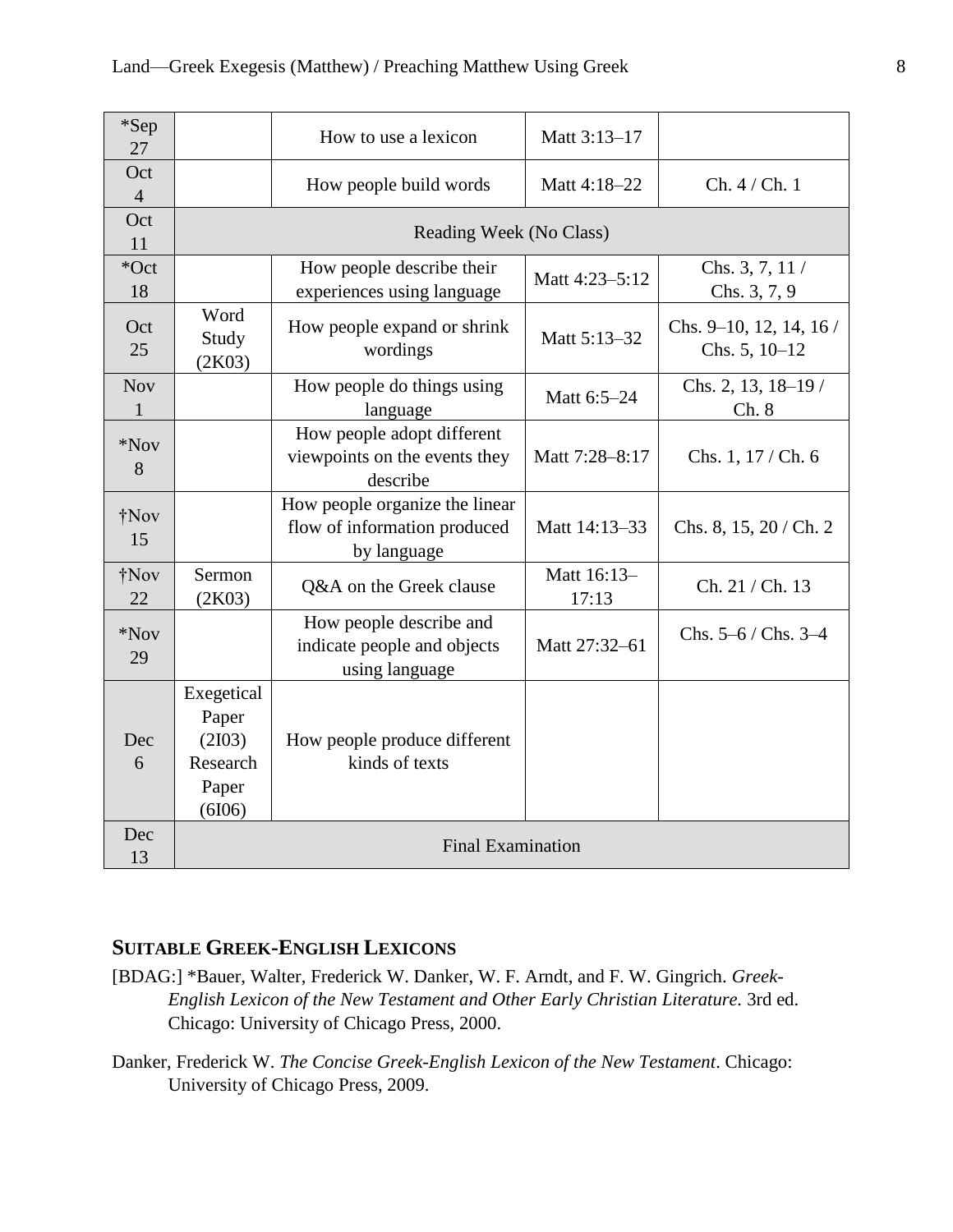| *Sep 27 | | How to use a lexicon | Matt 3:13–17 | |
|---|---|---|---|---|
| Oct 4 | | How people build words | Matt 4:18–22 | Ch. 4 / Ch. 1 |
| Oct 11 | Reading Week (No Class) | | | |
| *Oct 18 | | How people describe their experiences using language | Matt 4:23–5:12 | Chs. 3, 7, 11 / Chs. 3, 7, 9 |
| Oct 25 | Word Study (2K03) | How people expand or shrink wordings | Matt 5:13–32 | Chs. 9–10, 12, 14, 16 / Chs. 5, 10–12 |
| Nov 1 | | How people do things using language | Matt 6:5–24 | Chs. 2, 13, 18–19 / Ch. 8 |
| *Nov 8 | | How people adopt different viewpoints on the events they describe | Matt 7:28–8:17 | Chs. 1, 17 / Ch. 6 |
| †Nov 15 | | How people organize the linear flow of information produced by language | Matt 14:13–33 | Chs. 8, 15, 20 / Ch. 2 |
| †Nov 22 | Sermon (2K03) | Q&A on the Greek clause | Matt 16:13–17:13 | Ch. 21 / Ch. 13 |
| *Nov 29 | | How people describe and indicate people and objects using language | Matt 27:32–61 | Chs. 5–6 / Chs. 3–4 |
| Dec 6 | Exegetical Paper (2I03) Research Paper (6I06) | How people produce different kinds of texts | | |
| Dec 13 | Final Examination | | | |

## SUITABLE GREEK-ENGLISH LEXICONS

[BDAG:] *Bauer, Walter, Frederick W. Danker, W. F. Arndt, and F. W. Gingrich. *Greek-English Lexicon of the New Testament and Other Early Christian Literature.* 3rd ed. Chicago: University of Chicago Press, 2000.

Danker, Frederick W. *The Concise Greek-English Lexicon of the New Testament*. Chicago: University of Chicago Press, 2009.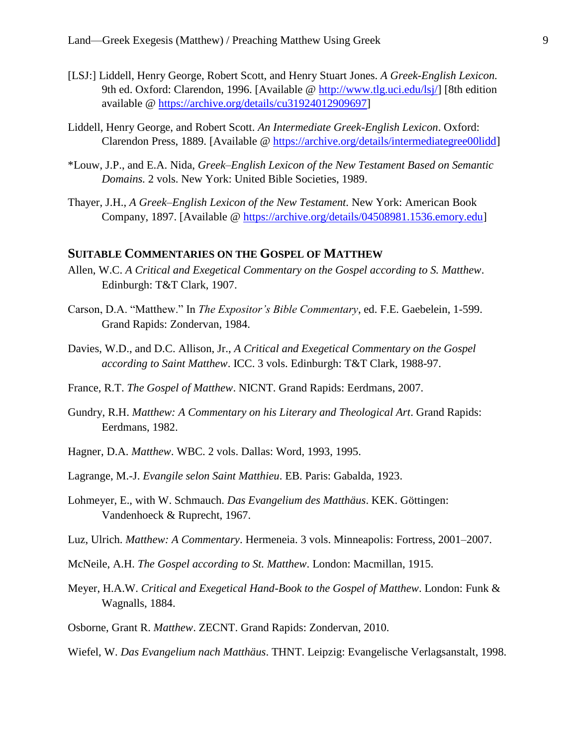[LSJ:] Liddell, Henry George, Robert Scott, and Henry Stuart Jones. *A Greek-English Lexicon.* 9th ed. Oxford: Clarendon, 1996. [Available @ http://www.tlg.uci.edu/lsj/] [8th edition available @ https://archive.org/details/cu31924012909697]

Liddell, Henry George, and Robert Scott. *An Intermediate Greek-English Lexicon*. Oxford: Clarendon Press, 1889. [Available @ https://archive.org/details/intermediategree00lidd]

*Louw, J.P., and E.A. Nida, *Greek–English Lexicon of the New Testament Based on Semantic Domains.* 2 vols. New York: United Bible Societies, 1989.

Thayer, J.H., *A Greek–English Lexicon of the New Testament.* New York: American Book Company, 1897. [Available @ https://archive.org/details/04508981.1536.emory.edu]

## Suitable Commentaries on the Gospel of Matthew

Allen, W.C. *A Critical and Exegetical Commentary on the Gospel according to S. Matthew*. Edinburgh: T&T Clark, 1907.

Carson, D.A. "Matthew." In *The Expositor's Bible Commentary*, ed. F.E. Gaebelein, 1-599. Grand Rapids: Zondervan, 1984.

Davies, W.D., and D.C. Allison, Jr., *A Critical and Exegetical Commentary on the Gospel according to Saint Matthew*. ICC. 3 vols. Edinburgh: T&T Clark, 1988-97.

France, R.T. *The Gospel of Matthew*. NICNT. Grand Rapids: Eerdmans, 2007.

Gundry, R.H. *Matthew: A Commentary on his Literary and Theological Art*. Grand Rapids: Eerdmans, 1982.

Hagner, D.A. *Matthew*. WBC. 2 vols. Dallas: Word, 1993, 1995.

Lagrange, M.-J. *Evangile selon Saint Matthieu*. EB. Paris: Gabalda, 1923.

Lohmeyer, E., with W. Schmauch. *Das Evangelium des Matthäus*. KEK. Göttingen: Vandenhoeck & Ruprecht, 1967.

Luz, Ulrich. *Matthew: A Commentary*. Hermeneia. 3 vols. Minneapolis: Fortress, 2001–2007.

McNeile, A.H. *The Gospel according to St. Matthew*. London: Macmillan, 1915.

Meyer, H.A.W. *Critical and Exegetical Hand-Book to the Gospel of Matthew*. London: Funk & Wagnalls, 1884.

Osborne, Grant R. *Matthew*. ZECNT. Grand Rapids: Zondervan, 2010.

Wiefel, W. *Das Evangelium nach Matthäus*. THNT. Leipzig: Evangelische Verlagsanstalt, 1998.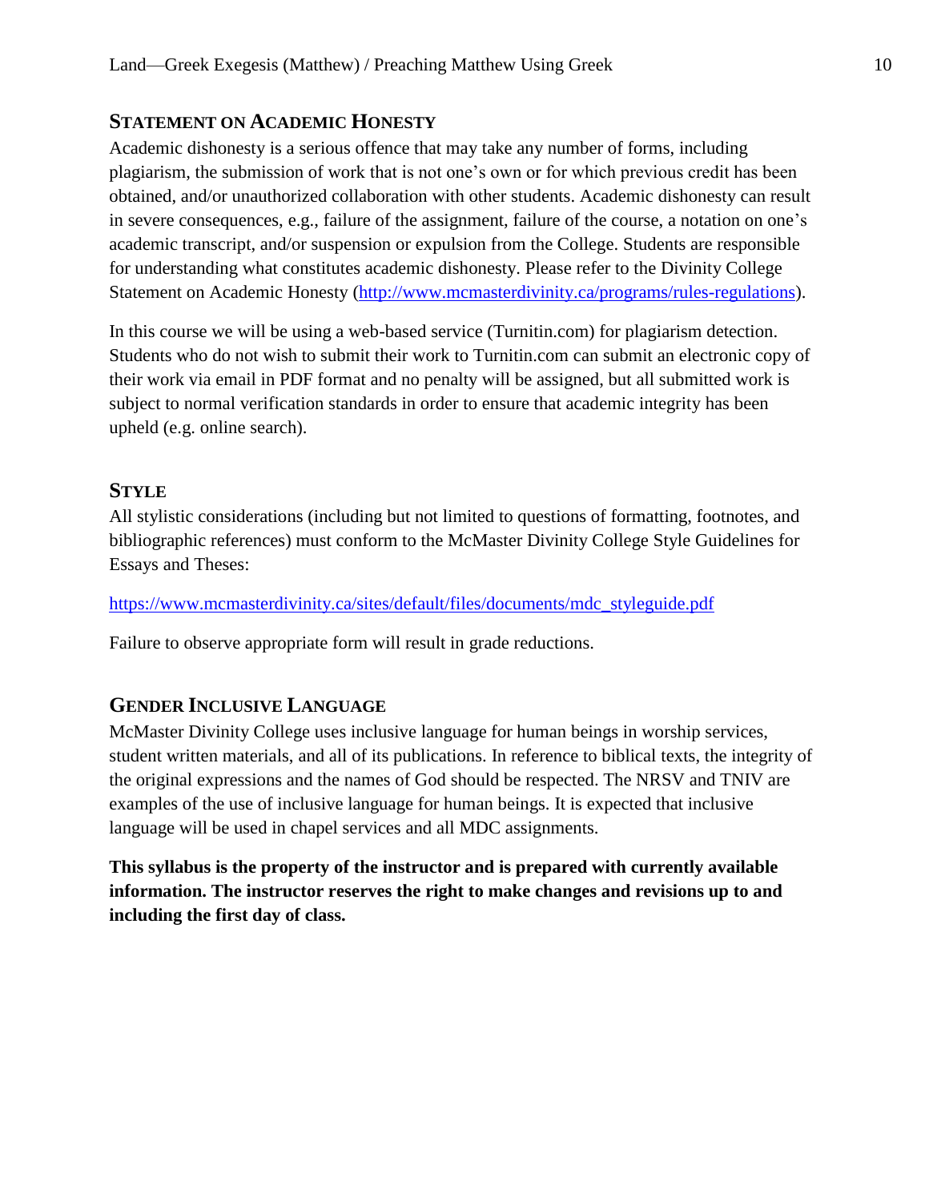## Statement on Academic Honesty

Academic dishonesty is a serious offence that may take any number of forms, including plagiarism, the submission of work that is not one's own or for which previous credit has been obtained, and/or unauthorized collaboration with other students. Academic dishonesty can result in severe consequences, e.g., failure of the assignment, failure of the course, a notation on one's academic transcript, and/or suspension or expulsion from the College. Students are responsible for understanding what constitutes academic dishonesty. Please refer to the Divinity College Statement on Academic Honesty (http://www.mcmasterdivinity.ca/programs/rules-regulations).

In this course we will be using a web-based service (Turnitin.com) for plagiarism detection. Students who do not wish to submit their work to Turnitin.com can submit an electronic copy of their work via email in PDF format and no penalty will be assigned, but all submitted work is subject to normal verification standards in order to ensure that academic integrity has been upheld (e.g. online search).

## Style

All stylistic considerations (including but not limited to questions of formatting, footnotes, and bibliographic references) must conform to the McMaster Divinity College Style Guidelines for Essays and Theses:

https://www.mcmasterdivinity.ca/sites/default/files/documents/mdc_styleguide.pdf

Failure to observe appropriate form will result in grade reductions.

## Gender Inclusive Language

McMaster Divinity College uses inclusive language for human beings in worship services, student written materials, and all of its publications. In reference to biblical texts, the integrity of the original expressions and the names of God should be respected. The NRSV and TNIV are examples of the use of inclusive language for human beings. It is expected that inclusive language will be used in chapel services and all MDC assignments.

**This syllabus is the property of the instructor and is prepared with currently available information. The instructor reserves the right to make changes and revisions up to and including the first day of class.**